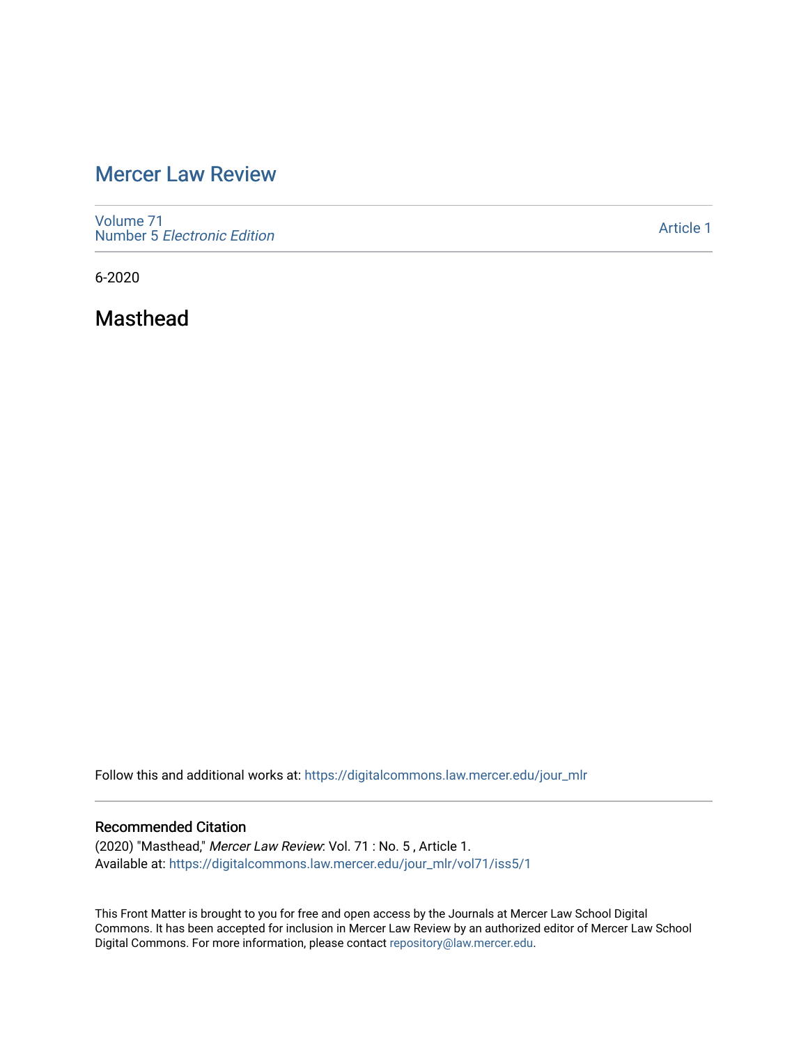# Mercer Law Review

Volume 71
Number 5 *Electronic Edition*

Article 1

6-2020

## Masthead

Follow this and additional works at: https://digitalcommons.law.mercer.edu/jour_mlr

### Recommended Citation

(2020) "Masthead," *Mercer Law Review*: Vol. 71 : No. 5 , Article 1.
Available at: https://digitalcommons.law.mercer.edu/jour_mlr/vol71/iss5/1

This Front Matter is brought to you for free and open access by the Journals at Mercer Law School Digital Commons. It has been accepted for inclusion in Mercer Law Review by an authorized editor of Mercer Law School Digital Commons. For more information, please contact repository@law.mercer.edu.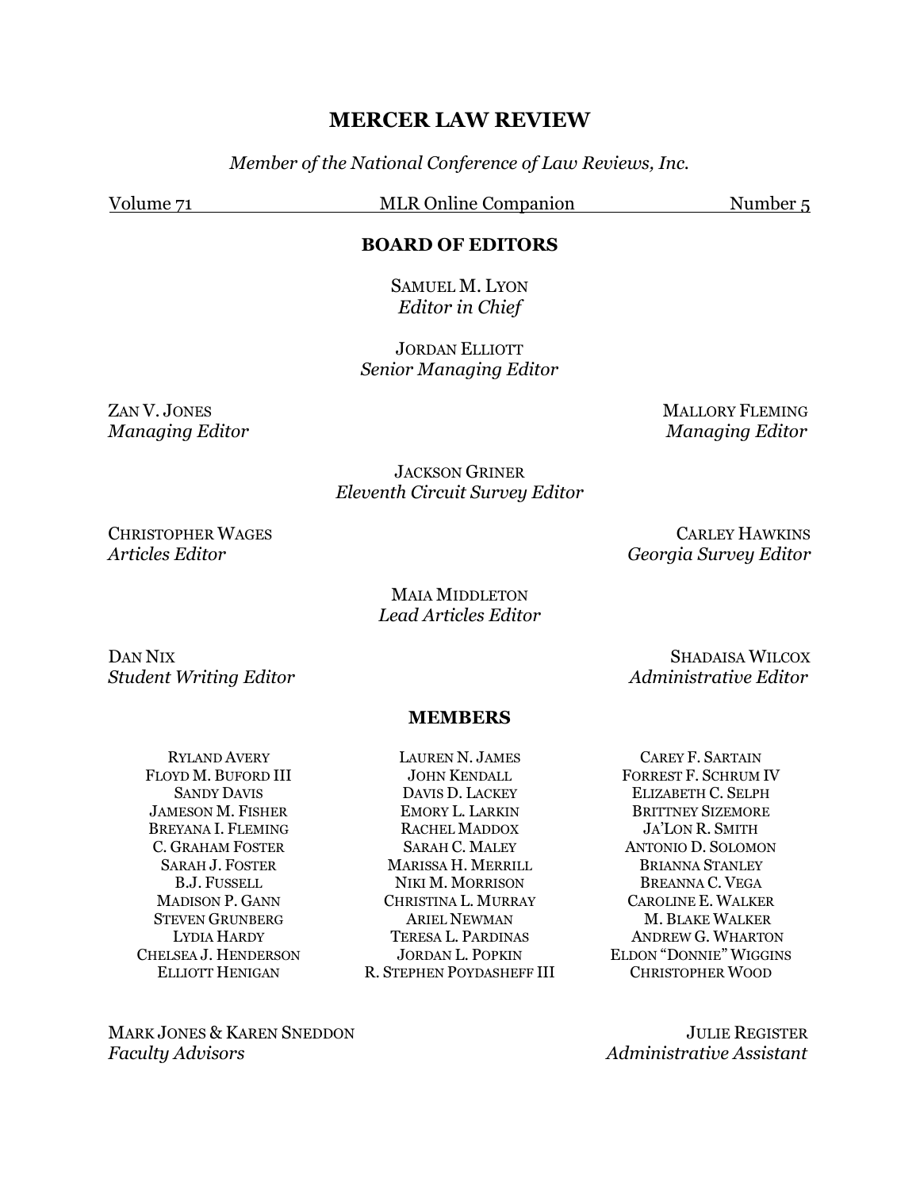# MERCER LAW REVIEW

*Member of the National Conference of Law Reviews, Inc.*

Volume 71 MLR Online Companion Number 5

## BOARD OF EDITORS

SAMUEL M. LYON
*Editor in Chief*

JORDAN ELLIOTT
*Senior Managing Editor*

ZAN V. JONES
*Managing Editor*

MALLORY FLEMING
*Managing Editor*

JACKSON GRINER
*Eleventh Circuit Survey Editor*

CHRISTOPHER WAGES
*Articles Editor*

CARLEY HAWKINS
*Georgia Survey Editor*

MAIA MIDDLETON
*Lead Articles Editor*

DAN NIX
*Student Writing Editor*

SHADAISA WILCOX
*Administrative Editor*

## MEMBERS

RYLAND AVERY
FLOYD M. BUFORD III
SANDY DAVIS
JAMESON M. FISHER
BREYANA I. FLEMING
C. GRAHAM FOSTER
SARAH J. FOSTER
B.J. FUSSELL
MADISON P. GANN
STEVEN GRUNBERG
LYDIA HARDY
CHELSEA J. HENDERSON
ELLIOTT HENIGAN
LAUREN N. JAMES
JOHN KENDALL
DAVIS D. LACKEY
EMORY L. LARKIN
RACHEL MADDOX
SARAH C. MALEY
MARISSA H. MERRILL
NIKI M. MORRISON
CHRISTINA L. MURRAY
ARIEL NEWMAN
TERESA L. PARDINAS
JORDAN L. POPKIN
R. STEPHEN POYDASHEFF III
CAREY F. SARTAIN
FORREST F. SCHRUM IV
ELIZABETH C. SELPH
BRITTNEY SIZEMORE
JA'LON R. SMITH
ANTONIO D. SOLOMON
BRIANNA STANLEY
BREANNA C. VEGA
CAROLINE E. WALKER
M. BLAKE WALKER
ANDREW G. WHARTON
ELDON "DONNIE" WIGGINS
CHRISTOPHER WOOD

MARK JONES & KAREN SNEDDON
*Faculty Advisors*

JULIE REGISTER
*Administrative Assistant*